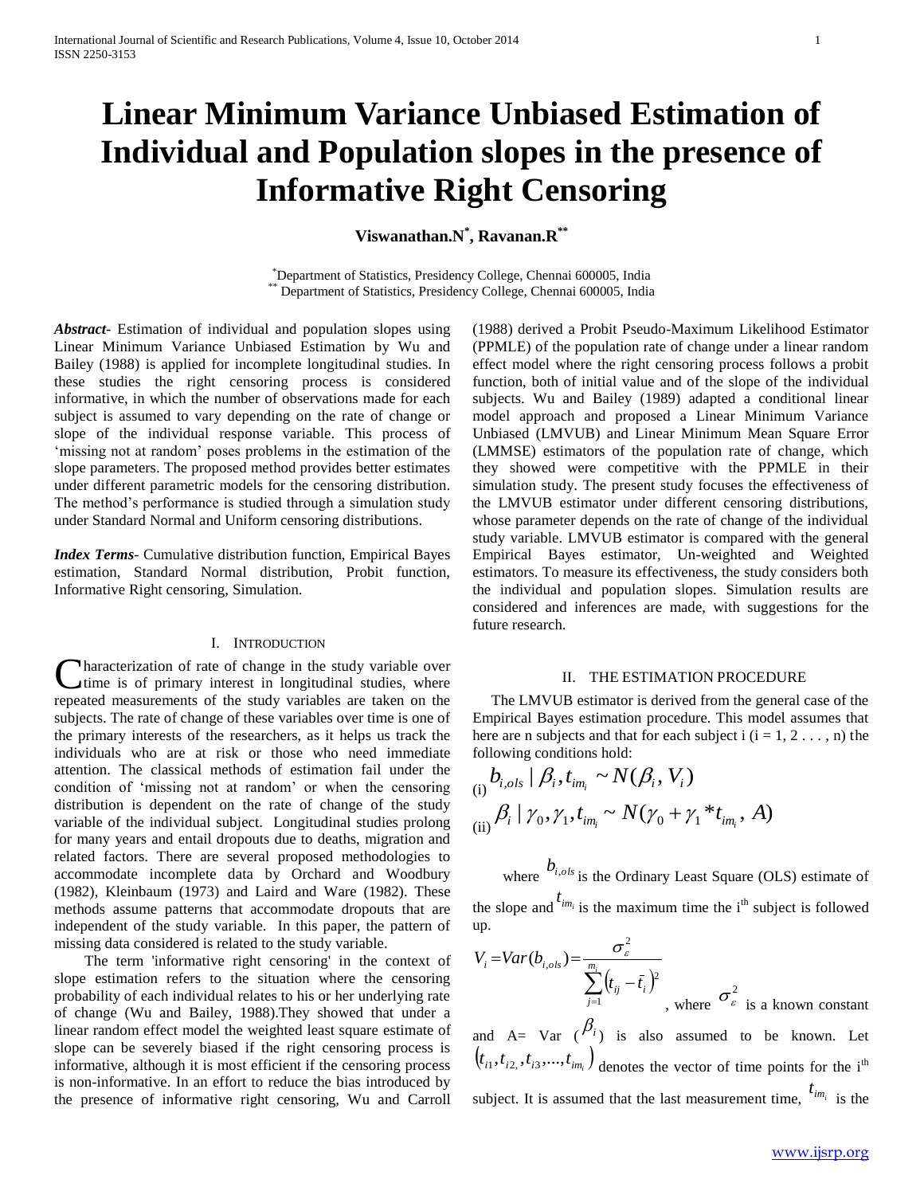# Linear Minimum Variance Unbiased Estimation of Individual and Population slopes in the presence of Informative Right Censoring

**Viswanathan.N[*], Ravanan.R[**]**

[*]Department of Statistics, Presidency College, Chennai 600005, India
[**] Department of Statistics, Presidency College, Chennai 600005, India

***Abstract*****-** Estimation of individual and population slopes using Linear Minimum Variance Unbiased Estimation by Wu and Bailey (1988) is applied for incomplete longitudinal studies. In these studies the right censoring process is considered informative, in which the number of observations made for each subject is assumed to vary depending on the rate of change or slope of the individual response variable. This process of 'missing not at random' poses problems in the estimation of the slope parameters. The proposed method provides better estimates under different parametric models for the censoring distribution. The method's performance is studied through a simulation study under Standard Normal and Uniform censoring distributions.

***Index Terms*****-** Cumulative distribution function, Empirical Bayes estimation, Standard Normal distribution, Probit function, Informative Right censoring, Simulation.

## I. Introduction

Characterization of rate of change in the study variable over time is of primary interest in longitudinal studies, where repeated measurements of the study variables are taken on the subjects. The rate of change of these variables over time is one of the primary interests of the researchers, as it helps us track the individuals who are at risk or those who need immediate attention. The classical methods of estimation fail under the condition of 'missing not at random' or when the censoring distribution is dependent on the rate of change of the study variable of the individual subject. Longitudinal studies prolong for many years and entail dropouts due to deaths, migration and related factors. There are several proposed methodologies to accommodate incomplete data by Orchard and Woodbury (1982), Kleinbaum (1973) and Laird and Ware (1982). These methods assume patterns that accommodate dropouts that are independent of the study variable. In this paper, the pattern of missing data considered is related to the study variable.

The term 'informative right censoring' in the context of slope estimation refers to the situation where the censoring probability of each individual relates to his or her underlying rate of change (Wu and Bailey, 1988).They showed that under a linear random effect model the weighted least square estimate of slope can be severely biased if the right censoring process is informative, although it is most efficient if the censoring process is non-informative. In an effort to reduce the bias introduced by the presence of informative right censoring, Wu and Carroll (1988) derived a Probit Pseudo-Maximum Likelihood Estimator (PPMLE) of the population rate of change under a linear random effect model where the right censoring process follows a probit function, both of initial value and of the slope of the individual subjects. Wu and Bailey (1989) adapted a conditional linear model approach and proposed a Linear Minimum Variance Unbiased (LMVUB) and Linear Minimum Mean Square Error (LMMSE) estimators of the population rate of change, which they showed were competitive with the PPMLE in their simulation study. The present study focuses the effectiveness of the LMVUB estimator under different censoring distributions, whose parameter depends on the rate of change of the individual study variable. LMVUB estimator is compared with the general Empirical Bayes estimator, Un-weighted and Weighted estimators. To measure its effectiveness, the study considers both the individual and population slopes. Simulation results are considered and inferences are made, with suggestions for the future research.

## II. The Estimation Procedure

The LMVUB estimator is derived from the general case of the Empirical Bayes estimation procedure. This model assumes that here are n subjects and that for each subject i (i = 1, 2 . . . , n) the following conditions hold:

(i) $b_{i,ols} \mid \beta_i, t_{im_i} \sim N(\beta_i, V_i)$

(ii) $\beta_i \mid \gamma_0, \gamma_1, t_{im_i} \sim N(\gamma_0 + \gamma_1 * t_{im_i}, A)$

where $b_{i,ols}$ is the Ordinary Least Square (OLS) estimate of the slope and $t_{im_i}$ is the maximum time the i[th] subject is followed up.

$$V_i = Var(b_{i,ols}) = \frac{\sigma_\varepsilon^2}{\sum_{j=1}^{m_i}\left(t_{ij} - \bar{t}_i\right)^2}$$

, where $\sigma_\varepsilon^2$ is a known constant and A= Var ($\beta_i$) is also assumed to be known. Let $\left(t_{i1}, t_{i2}, t_{i3}, \ldots, t_{im_i}\right)$ denotes the vector of time points for the i[th] subject. It is assumed that the last measurement time, $t_{im_i}$ is the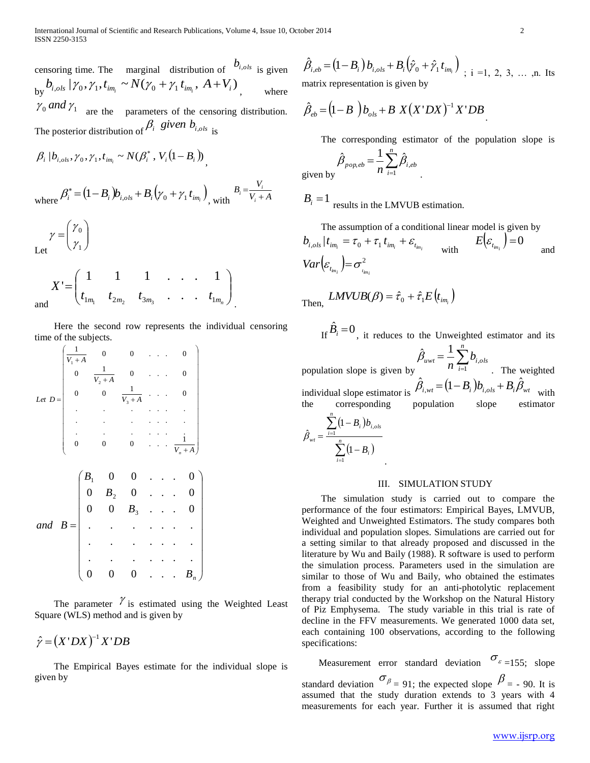censoring time. The marginal distribution of $b_{i,ols}$ is given by $b_{i,ols} \mid \gamma_0, \gamma_1, t_{im_i} \sim N(\gamma_0 + \gamma_1 t_{im_i},\ A + V_i)$, where $\gamma_0$ *and* $\gamma_1$ are the parameters of the censoring distribution. The posterior distribution of $\beta_i$ *given* $b_{i,ols}$ is

$$\beta_i \mid b_{i,ols}, \gamma_0, \gamma_1, t_{im_i} \sim N(\beta_i^*,\ V_i(1-B_i)),$$

where $\beta_i^* = (1-B_i) b_{i,ols} + B_i(\gamma_0 + \gamma_1 t_{im_i})$, with $B_i = \frac{V_i}{V_i + A}$

Let $\gamma = \begin{pmatrix} \gamma_0 \\ \gamma_1 \end{pmatrix}$

and $X' = \begin{pmatrix} 1 & 1 & 1 & . & . & . & 1 \\ t_{1m_1} & t_{2m_2} & t_{3m_3} & . & . & . & t_{1m_n} \end{pmatrix}$.

Here the second row represents the individual censoring time of the subjects.

$$Let\ D = \begin{pmatrix} \frac{1}{V_1 + A} & 0 & 0 & . & . & . & 0 \\ 0 & \frac{1}{V_2 + A} & 0 & . & . & . & 0 \\ 0 & 0 & \frac{1}{V_3 + A} & . & . & . & 0 \\ . & . & . & . & . & . & . \\ . & . & . & . & . & . & . \\ . & . & . & . & . & . & . \\ 0 & 0 & 0 & . & . & . & \frac{1}{V_n + A} \end{pmatrix}$$

$$and\ \ B = \begin{pmatrix} B_1 & 0 & 0 & . & . & . & 0 \\ 0 & B_2 & 0 & . & . & . & 0 \\ 0 & 0 & B_3 & . & . & . & 0 \\ . & . & . & . & . & . & . \\ . & . & . & . & . & . & . \\ . & . & . & . & . & . & . \\ 0 & 0 & 0 & . & . & . & B_n \end{pmatrix}$$

The parameter $\gamma$ is estimated using the Weighted Least Square (WLS) method and is given by

$$\hat{\gamma} = (X'DX)^{-1} X'DB$$

The Empirical Bayes estimate for the individual slope is given by

$\hat{\beta}_{i,eb} = (1-B_i) b_{i,ols} + B_i(\hat{\gamma}_0 + \hat{\gamma}_1 t_{im_i})$; i =1, 2, 3, … ,n. Its matrix representation is given by

$$\hat{\beta}_{eb} = (1-B)\, b_{ols} + B\ X(X'DX)^{-1} X'DB.$$

The corresponding estimator of the population slope is given by $\hat{\beta}_{pop,eb} = \frac{1}{n}\sum_{i=1}^{n} \hat{\beta}_{i,eb}$.

$B_i = 1$ results in the LMVUB estimation.

The assumption of a conditional linear model is given by $b_{i,ols} \mid t_{im_i} = \tau_0 + \tau_1 t_{im_i} + \varepsilon_{t_{im_i}}$ with $E(\varepsilon_{t_{im_i}}) = 0$ and $Var(\varepsilon_{t_{im_i}}) = \sigma^2_{t_{im_i}}$

Then, $LMVUB(\beta) = \hat{\tau}_0 + \hat{\tau}_1 E(t_{im_i})$

If $\hat{B}_i = 0$, it reduces to the Unweighted estimator and its population slope is given by $\hat{\beta}_{uwt} = \frac{1}{n}\sum_{i=1}^{n} b_{i,ols}$. The weighted individual slope estimator is $\hat{\beta}_{i,wt} = (1-B_i) b_{i,ols} + B_i \hat{\beta}_{wt}$ with the corresponding population slope estimator $\hat{\beta}_{wt} = \frac{\sum_{i=1}^{n}(1-B_i) b_{i,ols}}{\sum_{i=1}^{n}(1-B_i)}$.

## III. SIMULATION STUDY

The simulation study is carried out to compare the performance of the four estimators: Empirical Bayes, LMVUB, Weighted and Unweighted Estimators. The study compares both individual and population slopes. Simulations are carried out for a setting similar to that already proposed and discussed in the literature by Wu and Baily (1988). R software is used to perform the simulation process. Parameters used in the simulation are similar to those of Wu and Baily, who obtained the estimates from a feasibility study for an anti-photolytic replacement therapy trial conducted by the Workshop on the Natural History of Piz Emphysema. The study variable in this trial is rate of decline in the FFV measurements. We generated 1000 data set, each containing 100 observations, according to the following specifications:

Measurement error standard deviation $\sigma_\varepsilon$ =155; slope standard deviation $\sigma_\beta$ = 91; the expected slope $\beta$ = - 90. It is assumed that the study duration extends to 3 years with 4 measurements for each year. Further it is assumed that right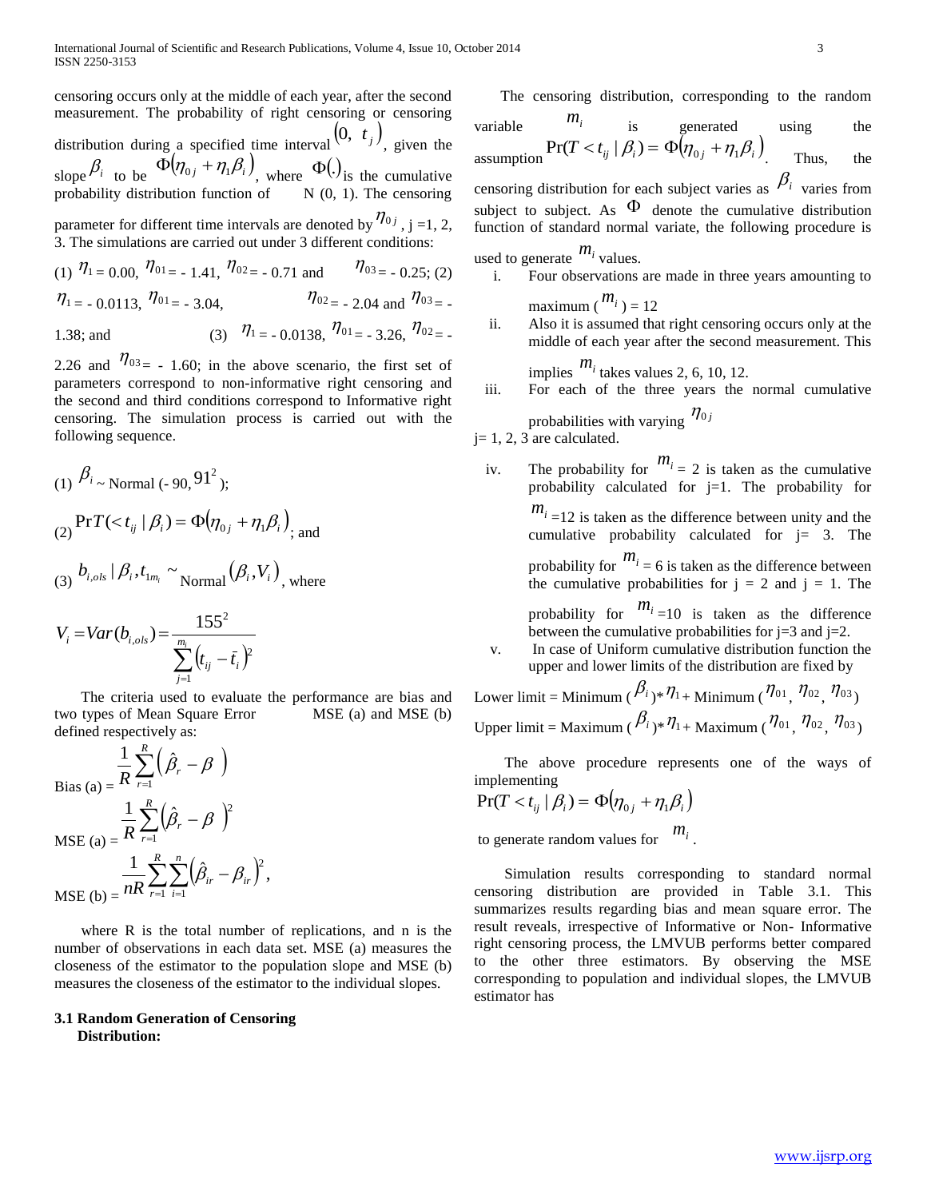censoring occurs only at the middle of each year, after the second measurement. The probability of right censoring or censoring distribution during a specified time interval $(0,\ t_j)$, given the slope $\beta_i$ to be $\Phi(\eta_{0j} + \eta_1\beta_i)$, where $\Phi(.)$ is the cumulative probability distribution function of N (0, 1). The censoring parameter for different time intervals are denoted by $\eta_{0j}$ , j =1, 2, 3. The simulations are carried out under 3 different conditions: (1) $\eta_1$ = 0.00, $\eta_{01}$ = - 1.41, $\eta_{02}$ = - 0.71 and $\eta_{03}$ = - 0.25; (2) $\eta_1$ = - 0.0113, $\eta_{01}$ = - 3.04, $\eta_{02}$ = - 2.04 and $\eta_{03}$ = - 1.38; and (3) $\eta_1$ = - 0.0138, $\eta_{01}$ = - 3.26, $\eta_{02}$ = - 2.26 and $\eta_{03}$ = - 1.60; in the above scenario, the first set of parameters correspond to non-informative right censoring and the second and third conditions correspond to Informative right censoring. The simulation process is carried out with the following sequence.

(1) $\beta_i$ ~ Normal (- 90, $91^2$);

(2) $\Pr T(<t_{ij} \mid \beta_i) = \Phi(\eta_{0j} + \eta_1\beta_i)$; and

(3) $b_{i,ols} \mid \beta_i, t_{1m_i}$ ~ Normal $(\beta_i, V_i)$, where

$$V_i = Var(b_{i,ols}) = \frac{155^2}{\sum_{j=1}^{m_i}\left(t_{ij} - \bar{t}_i\right)^2}$$

The criteria used to evaluate the performance are bias and two types of Mean Square Error MSE (a) and MSE (b) defined respectively as:

$$\text{Bias (a)} = \frac{1}{R}\sum_{r=1}^{R}\left(\hat{\beta}_r - \beta\ \right)$$

$$\text{MSE (a)} = \frac{1}{R}\sum_{r=1}^{R}\left(\hat{\beta}_r - \beta\ \right)^2$$

$$\text{MSE (b)} = \frac{1}{nR}\sum_{r=1}^{R}\sum_{i=1}^{n}\left(\hat{\beta}_{ir} - \beta_{ir}\right)^2,$$

where R is the total number of replications, and n is the number of observations in each data set. MSE (a) measures the closeness of the estimator to the population slope and MSE (b) measures the closeness of the estimator to the individual slopes.

### 3.1 Random Generation of Censoring Distribution:

The censoring distribution, corresponding to the random variable $m_i$ is generated using the assumption $\Pr(T < t_{ij} \mid \beta_i) = \Phi(\eta_{0j} + \eta_1\beta_i)$. Thus, the censoring distribution for each subject varies as $\beta_i$ varies from subject to subject. As $\Phi$ denote the cumulative distribution function of standard normal variate, the following procedure is used to generate $m_i$ values.

i. Four observations are made in three years amounting to maximum ( $m_i$ ) = 12
ii. Also it is assumed that right censoring occurs only at the middle of each year after the second measurement. This implies $m_i$ takes values 2, 6, 10, 12.
iii. For each of the three years the normal cumulative probabilities with varying $\eta_{0j}$ j= 1, 2, 3 are calculated.
iv. The probability for $m_i$ = 2 is taken as the cumulative probability calculated for j=1. The probability for $m_i$ =12 is taken as the difference between unity and the cumulative probability calculated for j= 3. The probability for $m_i$ = 6 is taken as the difference between the cumulative probabilities for j = 2 and j = 1. The probability for $m_i$ =10 is taken as the difference between the cumulative probabilities for j=3 and j=2.
v. In case of Uniform cumulative distribution function the upper and lower limits of the distribution are fixed by

Lower limit = Minimum ( $\beta_i$ )* $\eta_1$ + Minimum ( $\eta_{01}$ , $\eta_{02}$ , $\eta_{03}$ )
Upper limit = Maximum ( $\beta_i$ )* $\eta_1$ + Maximum ( $\eta_{01}$ , $\eta_{02}$ , $\eta_{03}$ )

The above procedure represents one of the ways of implementing
$\Pr(T < t_{ij} \mid \beta_i) = \Phi(\eta_{0j} + \eta_1\beta_i)$
to generate random values for $m_i$ .

Simulation results corresponding to standard normal censoring distribution are provided in Table 3.1. This summarizes results regarding bias and mean square error. The result reveals, irrespective of Informative or Non- Informative right censoring process, the LMVUB performs better compared to the other three estimators. By observing the MSE corresponding to population and individual slopes, the LMVUB estimator has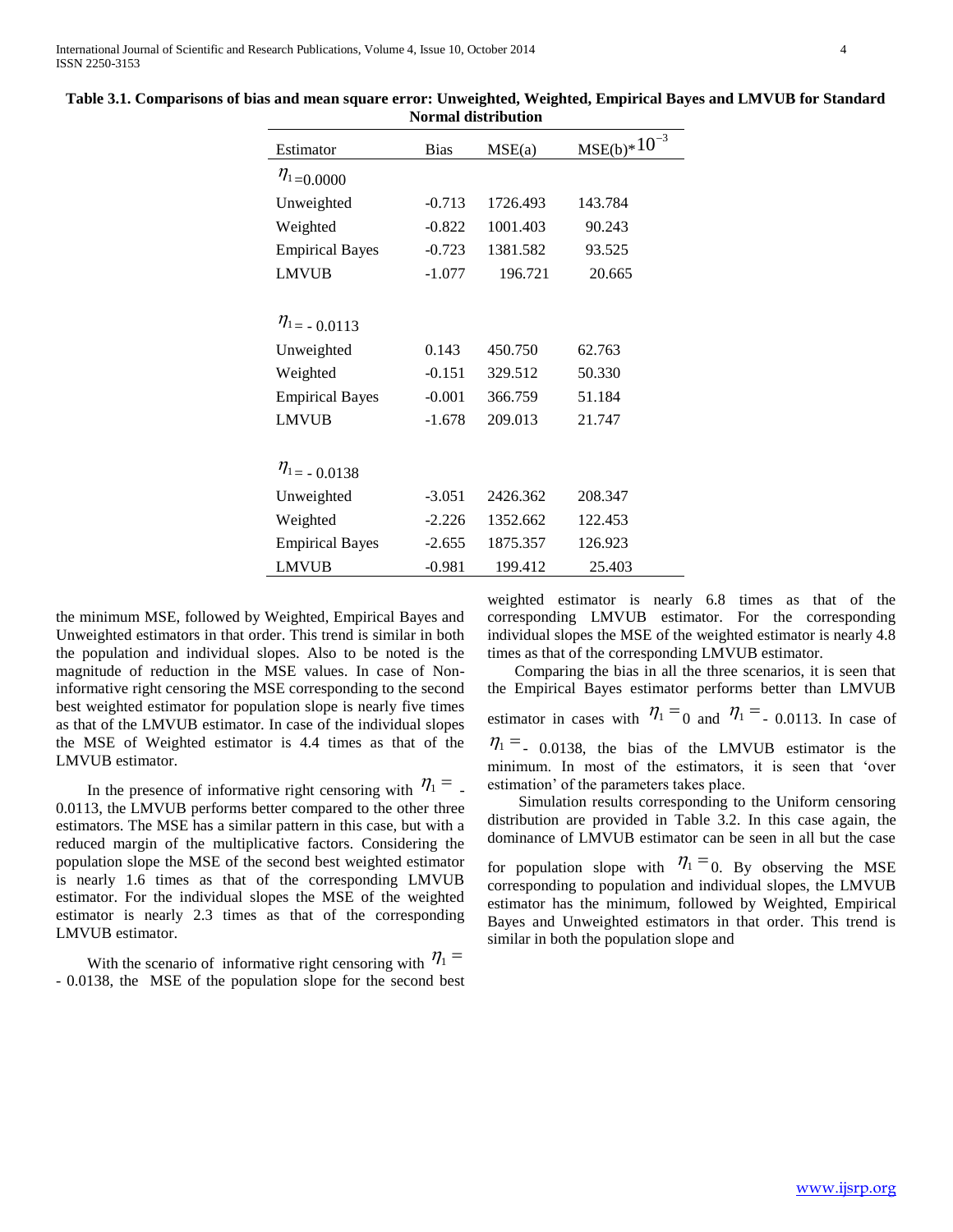**Table 3.1. Comparisons of bias and mean square error: Unweighted, Weighted, Empirical Bayes and LMVUB for Standard Normal distribution**

| Estimator | Bias | MSE(a) | MSE(b)* $10^{-3}$ |
|---|---|---|---|
| $\eta_1$=0.0000 | | | |
| Unweighted | -0.713 | 1726.493 | 143.784 |
| Weighted | -0.822 | 1001.403 | 90.243 |
| Empirical Bayes | -0.723 | 1381.582 | 93.525 |
| LMVUB | -1.077 | 196.721 | 20.665 |
| $\eta_1$= - 0.0113 | | | |
| Unweighted | 0.143 | 450.750 | 62.763 |
| Weighted | -0.151 | 329.512 | 50.330 |
| Empirical Bayes | -0.001 | 366.759 | 51.184 |
| LMVUB | -1.678 | 209.013 | 21.747 |
| $\eta_1$= - 0.0138 | | | |
| Unweighted | -3.051 | 2426.362 | 208.347 |
| Weighted | -2.226 | 1352.662 | 122.453 |
| Empirical Bayes | -2.655 | 1875.357 | 126.923 |
| LMVUB | -0.981 | 199.412 | 25.403 |

the minimum MSE, followed by Weighted, Empirical Bayes and Unweighted estimators in that order. This trend is similar in both the population and individual slopes. Also to be noted is the magnitude of reduction in the MSE values. In case of Non-informative right censoring the MSE corresponding to the second best weighted estimator for population slope is nearly five times as that of the LMVUB estimator. In case of the individual slopes the MSE of Weighted estimator is 4.4 times as that of the LMVUB estimator.

In the presence of informative right censoring with $\eta_1 =$ - 0.0113, the LMVUB performs better compared to the other three estimators. The MSE has a similar pattern in this case, but with a reduced margin of the multiplicative factors. Considering the population slope the MSE of the second best weighted estimator is nearly 1.6 times as that of the corresponding LMVUB estimator. For the individual slopes the MSE of the weighted estimator is nearly 2.3 times as that of the corresponding LMVUB estimator.

With the scenario of informative right censoring with $\eta_1 =$ - 0.0138, the MSE of the population slope for the second best weighted estimator is nearly 6.8 times as that of the corresponding LMVUB estimator. For the corresponding individual slopes the MSE of the weighted estimator is nearly 4.8 times as that of the corresponding LMVUB estimator.

Comparing the bias in all the three scenarios, it is seen that the Empirical Bayes estimator performs better than LMVUB estimator in cases with $\eta_1 = 0$ and $\eta_1 =$ - 0.0113. In case of $\eta_1 =$ - 0.0138, the bias of the LMVUB estimator is the minimum. In most of the estimators, it is seen that 'over estimation' of the parameters takes place.

Simulation results corresponding to the Uniform censoring distribution are provided in Table 3.2. In this case again, the dominance of LMVUB estimator can be seen in all but the case for population slope with $\eta_1 = 0$. By observing the MSE corresponding to population and individual slopes, the LMVUB estimator has the minimum, followed by Weighted, Empirical Bayes and Unweighted estimators in that order. This trend is similar in both the population slope and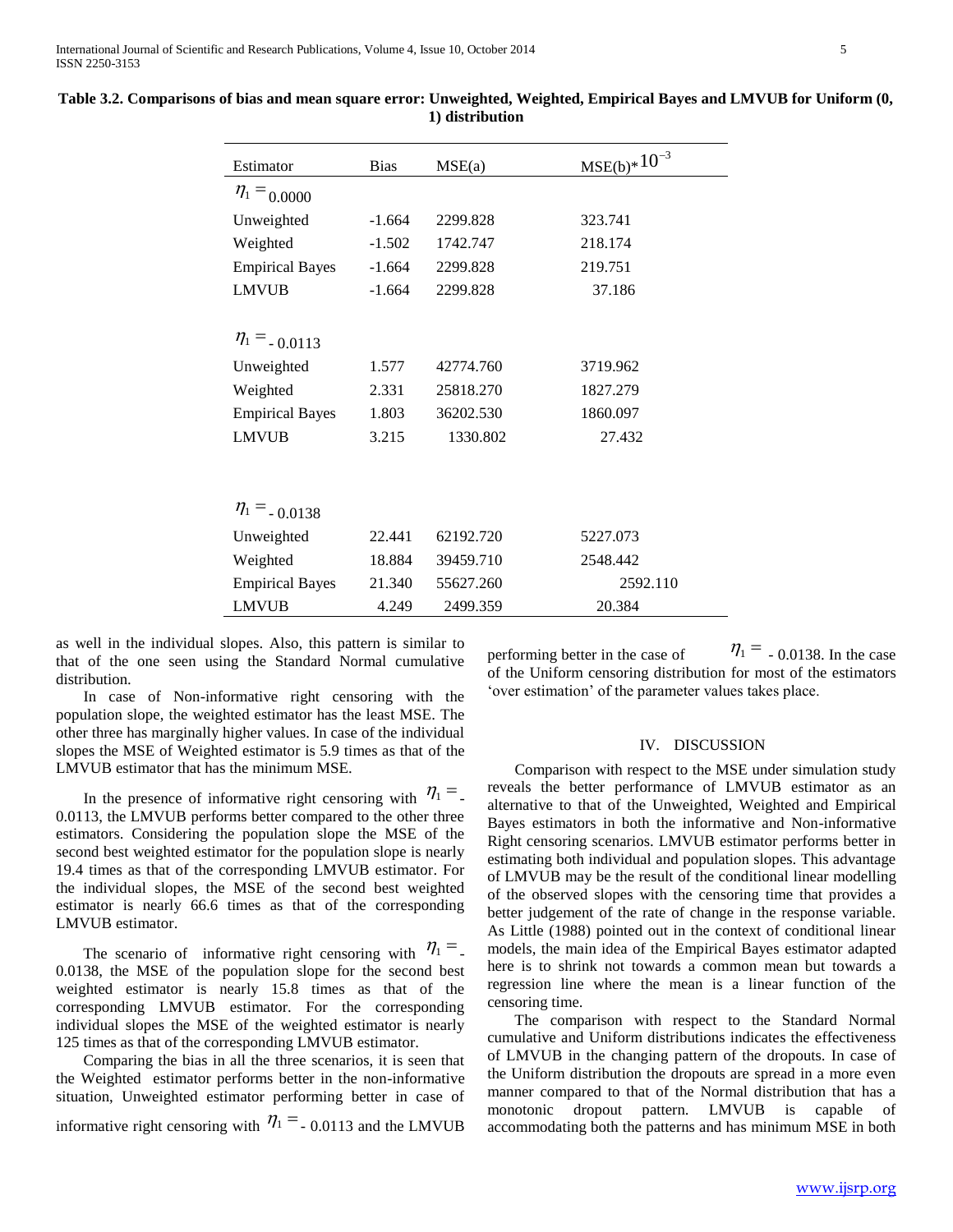**Table 3.2. Comparisons of bias and mean square error: Unweighted, Weighted, Empirical Bayes and LMVUB for Uniform (0, 1) distribution**

| Estimator | Bias | MSE(a) | MSE(b)* $10^{-3}$ |
|---|---|---|---|
| $\eta_1 =$ 0.0000 | | | |
| Unweighted | -1.664 | 2299.828 | 323.741 |
| Weighted | -1.502 | 1742.747 | 218.174 |
| Empirical Bayes | -1.664 | 2299.828 | 219.751 |
| LMVUB | -1.664 | 2299.828 | 37.186 |
| $\eta_1 =$ - 0.0113 | | | |
| Unweighted | 1.577 | 42774.760 | 3719.962 |
| Weighted | 2.331 | 25818.270 | 1827.279 |
| Empirical Bayes | 1.803 | 36202.530 | 1860.097 |
| LMVUB | 3.215 | 1330.802 | 27.432 |
| $\eta_1 =$ - 0.0138 | | | |
| Unweighted | 22.441 | 62192.720 | 5227.073 |
| Weighted | 18.884 | 39459.710 | 2548.442 |
| Empirical Bayes | 21.340 | 55627.260 | 2592.110 |
| LMVUB | 4.249 | 2499.359 | 20.384 |

as well in the individual slopes. Also, this pattern is similar to that of the one seen using the Standard Normal cumulative distribution.

In case of Non-informative right censoring with the population slope, the weighted estimator has the least MSE. The other three has marginally higher values. In case of the individual slopes the MSE of Weighted estimator is 5.9 times as that of the LMVUB estimator that has the minimum MSE.

In the presence of informative right censoring with $\eta_1 =$ - 0.0113, the LMVUB performs better compared to the other three estimators. Considering the population slope the MSE of the second best weighted estimator for the population slope is nearly 19.4 times as that of the corresponding LMVUB estimator. For the individual slopes, the MSE of the second best weighted estimator is nearly 66.6 times as that of the corresponding LMVUB estimator.

The scenario of informative right censoring with $\eta_1 =$ - 0.0138, the MSE of the population slope for the second best weighted estimator is nearly 15.8 times as that of the corresponding LMVUB estimator. For the corresponding individual slopes the MSE of the weighted estimator is nearly 125 times as that of the corresponding LMVUB estimator.

Comparing the bias in all the three scenarios, it is seen that the Weighted estimator performs better in the non-informative situation, Unweighted estimator performing better in case of informative right censoring with $\eta_1 =$ - 0.0113 and the LMVUB performing better in the case of $\eta_1 =$ - 0.0138. In the case of the Uniform censoring distribution for most of the estimators 'over estimation' of the parameter values takes place.

## IV. DISCUSSION

Comparison with respect to the MSE under simulation study reveals the better performance of LMVUB estimator as an alternative to that of the Unweighted, Weighted and Empirical Bayes estimators in both the informative and Non-informative Right censoring scenarios. LMVUB estimator performs better in estimating both individual and population slopes. This advantage of LMVUB may be the result of the conditional linear modelling of the observed slopes with the censoring time that provides a better judgement of the rate of change in the response variable. As Little (1988) pointed out in the context of conditional linear models, the main idea of the Empirical Bayes estimator adapted here is to shrink not towards a common mean but towards a regression line where the mean is a linear function of the censoring time.

The comparison with respect to the Standard Normal cumulative and Uniform distributions indicates the effectiveness of LMVUB in the changing pattern of the dropouts. In case of the Uniform distribution the dropouts are spread in a more even manner compared to that of the Normal distribution that has a monotonic dropout pattern. LMVUB is capable of accommodating both the patterns and has minimum MSE in both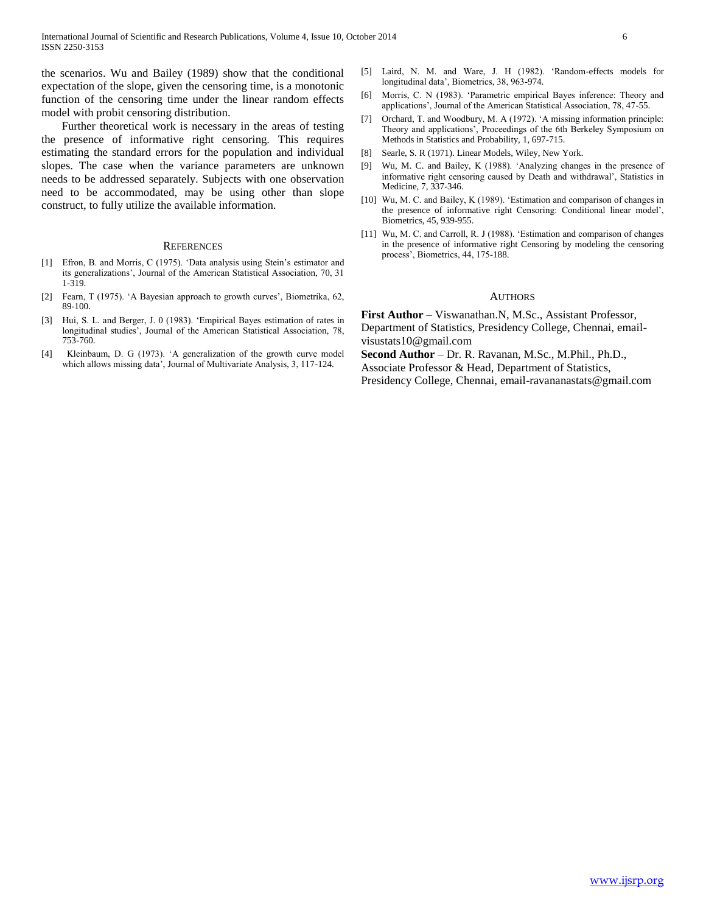the scenarios. Wu and Bailey (1989) show that the conditional expectation of the slope, given the censoring time, is a monotonic function of the censoring time under the linear random effects model with probit censoring distribution.

Further theoretical work is necessary in the areas of testing the presence of informative right censoring. This requires estimating the standard errors for the population and individual slopes. The case when the variance parameters are unknown needs to be addressed separately. Subjects with one observation need to be accommodated, may be using other than slope construct, to fully utilize the available information.

## REFERENCES

[1] Efron, B. and Morris, C (1975). 'Data analysis using Stein's estimator and its generalizations', Journal of the American Statistical Association, 70, 31 1-319.

[2] Fearn, T (1975). 'A Bayesian approach to growth curves', Biometrika, 62, 89-100.

[3] Hui, S. L. and Berger, J. 0 (1983). 'Empirical Bayes estimation of rates in longitudinal studies', Journal of the American Statistical Association, 78, 753-760.

[4] Kleinbaum, D. G (1973). 'A generalization of the growth curve model which allows missing data', Journal of Multivariate Analysis, 3, 117-124.

[5] Laird, N. M. and Ware, J. H (1982). 'Random-effects models for longitudinal data', Biometrics, 38, 963-974.

[6] Morris, C. N (1983). 'Parametric empirical Bayes inference: Theory and applications', Journal of the American Statistical Association, 78, 47-55.

[7] Orchard, T. and Woodbury, M. A (1972). 'A missing information principle: Theory and applications', Proceedings of the 6th Berkeley Symposium on Methods in Statistics and Probability, 1, 697-715.

[8] Searle, S. R (1971). Linear Models, Wiley, New York.

[9] Wu, M. C. and Bailey, K (1988). 'Analyzing changes in the presence of informative right censoring caused by Death and withdrawal', Statistics in Medicine, 7, 337-346.

[10] Wu, M. C. and Bailey, K (1989). 'Estimation and comparison of changes in the presence of informative right Censoring: Conditional linear model', Biometrics, 45, 939-955.

[11] Wu, M. C. and Carroll, R. J (1988). 'Estimation and comparison of changes in the presence of informative right Censoring by modeling the censoring process', Biometrics, 44, 175-188.

## AUTHORS

**First Author** – Viswanathan.N, M.Sc., Assistant Professor, Department of Statistics, Presidency College, Chennai, email-visustats10@gmail.com

**Second Author** – Dr. R. Ravanan, M.Sc., M.Phil., Ph.D., Associate Professor & Head, Department of Statistics, Presidency College, Chennai, email-ravananastats@gmail.com